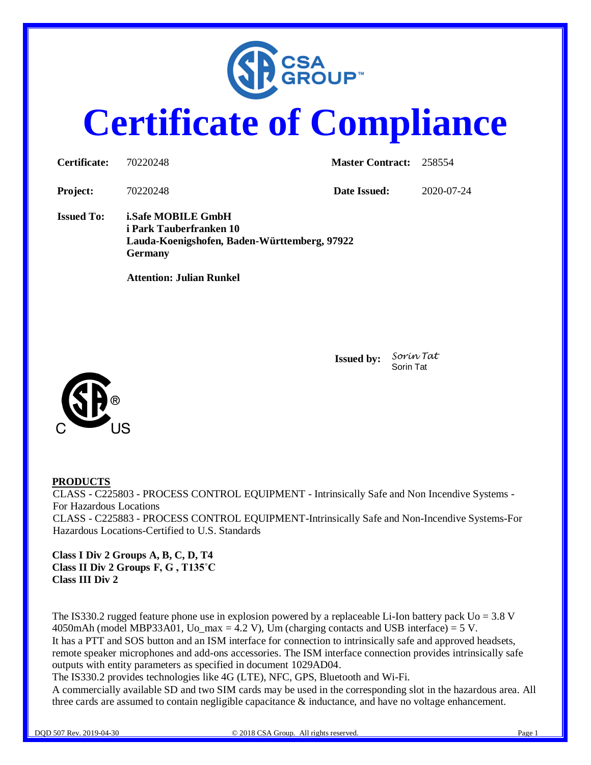CSA GROUP™

# Certificate of Compliance

| | | | |
|---|---|---|---|
| **Certificate:** | 70220248 | **Master Contract:** | 258554 |
| **Project:** | 70220248 | **Date Issued:** | 2020-07-24 |

**Issued To:** **i.Safe MOBILE GmbH**
**i Park Tauberfranken 10**
**Lauda-Koenigshofen, Baden-Württemberg, 97922**
**Germany**

**Attention: Julian Runkel**

**Issued by:** *Sorin Tat*
Sorin Tat

C US

## PRODUCTS

CLASS - C225803 - PROCESS CONTROL EQUIPMENT - Intrinsically Safe and Non Incendive Systems - For Hazardous Locations
CLASS - C225883 - PROCESS CONTROL EQUIPMENT-Intrinsically Safe and Non-Incendive Systems-For Hazardous Locations-Certified to U.S. Standards

**Class I Div 2 Groups A, B, C, D, T4**
**Class II Div 2 Groups F, G , T135˚C**
**Class III Div 2**

The IS330.2 rugged feature phone use in explosion powered by a replaceable Li-Ion battery pack Uo = 3.8 V 4050mAh (model MBP33A01, Uo_max = 4.2 V), Um (charging contacts and USB interface) = 5 V.
It has a PTT and SOS button and an ISM interface for connection to intrinsically safe and approved headsets, remote speaker microphones and add-ons accessories. The ISM interface connection provides intrinsically safe outputs with entity parameters as specified in document 1029AD04.
The IS330.2 provides technologies like 4G (LTE), NFC, GPS, Bluetooth and Wi-Fi.
A commercially available SD and two SIM cards may be used in the corresponding slot in the hazardous area. All three cards are assumed to contain negligible capacitance & inductance, and have no voltage enhancement.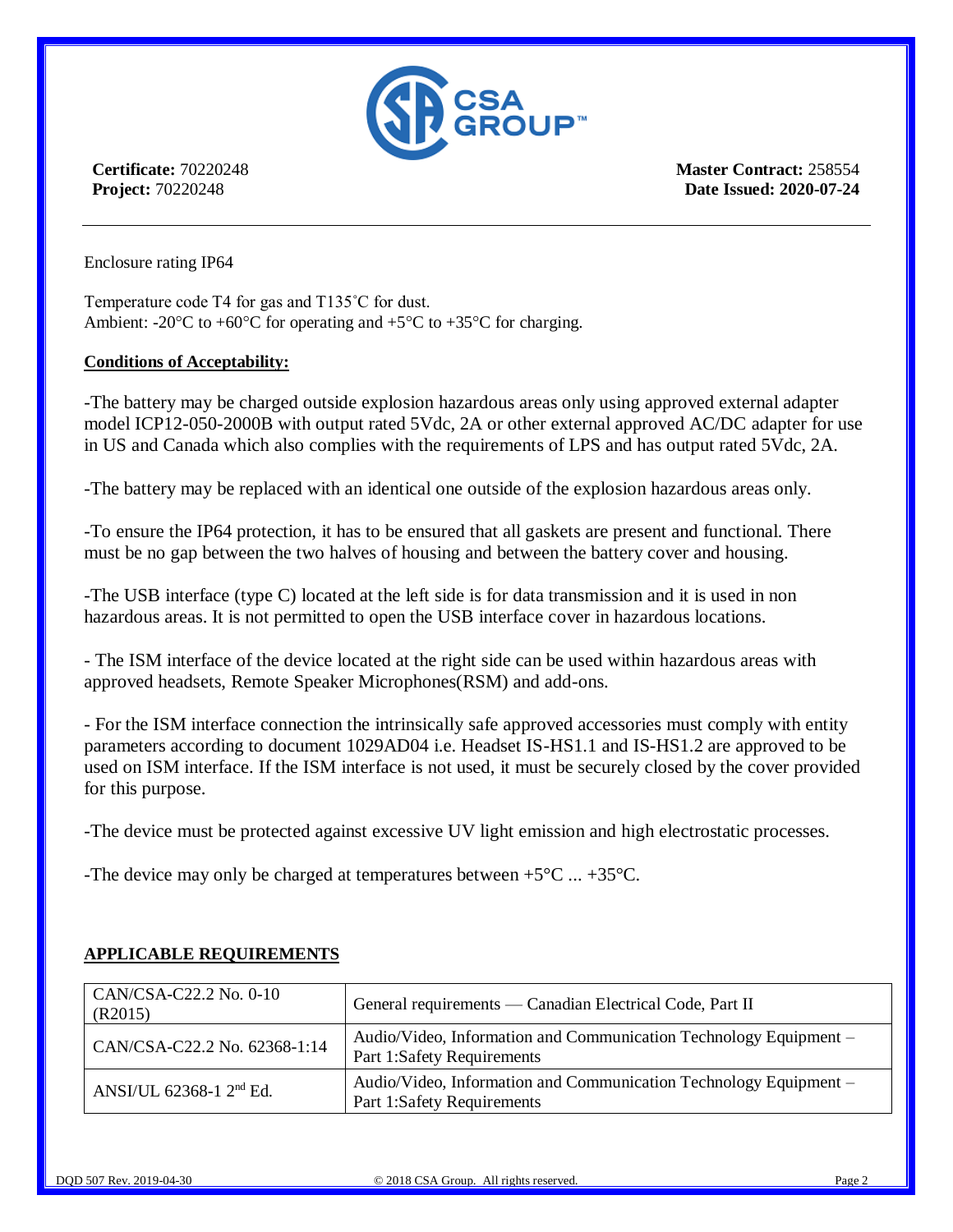**Certificate:** 70220248
**Project:** 70220248

**Master Contract:** 258554
**Date Issued: 2020-07-24**

---

Enclosure rating IP64

Temperature code T4 for gas and T135˚C for dust.
Ambient: -20°C to +60°C for operating and +5°C to +35°C for charging.

**Conditions of Acceptability:**

-The battery may be charged outside explosion hazardous areas only using approved external adapter model ICP12-050-2000B with output rated 5Vdc, 2A or other external approved AC/DC adapter for use in US and Canada which also complies with the requirements of LPS and has output rated 5Vdc, 2A.

-The battery may be replaced with an identical one outside of the explosion hazardous areas only.

-To ensure the IP64 protection, it has to be ensured that all gaskets are present and functional. There must be no gap between the two halves of housing and between the battery cover and housing.

-The USB interface (type C) located at the left side is for data transmission and it is used in non hazardous areas. It is not permitted to open the USB interface cover in hazardous locations.

- The ISM interface of the device located at the right side can be used within hazardous areas with approved headsets, Remote Speaker Microphones(RSM) and add-ons.

- For the ISM interface connection the intrinsically safe approved accessories must comply with entity parameters according to document 1029AD04 i.e. Headset IS-HS1.1 and IS-HS1.2 are approved to be used on ISM interface. If the ISM interface is not used, it must be securely closed by the cover provided for this purpose.

-The device must be protected against excessive UV light emission and high electrostatic processes.

-The device may only be charged at temperatures between +5°C ... +35°C.

**APPLICABLE REQUIREMENTS**

| | |
|---|---|
| CAN/CSA-C22.2 No. 0-10 (R2015) | General requirements — Canadian Electrical Code, Part II |
| CAN/CSA-C22.2 No. 62368-1:14 | Audio/Video, Information and Communication Technology Equipment – Part 1:Safety Requirements |
| ANSI/UL 62368-1 2nd Ed. | Audio/Video, Information and Communication Technology Equipment – Part 1:Safety Requirements |

DQD 507 Rev. 2019-04-30 © 2018 CSA Group. All rights reserved.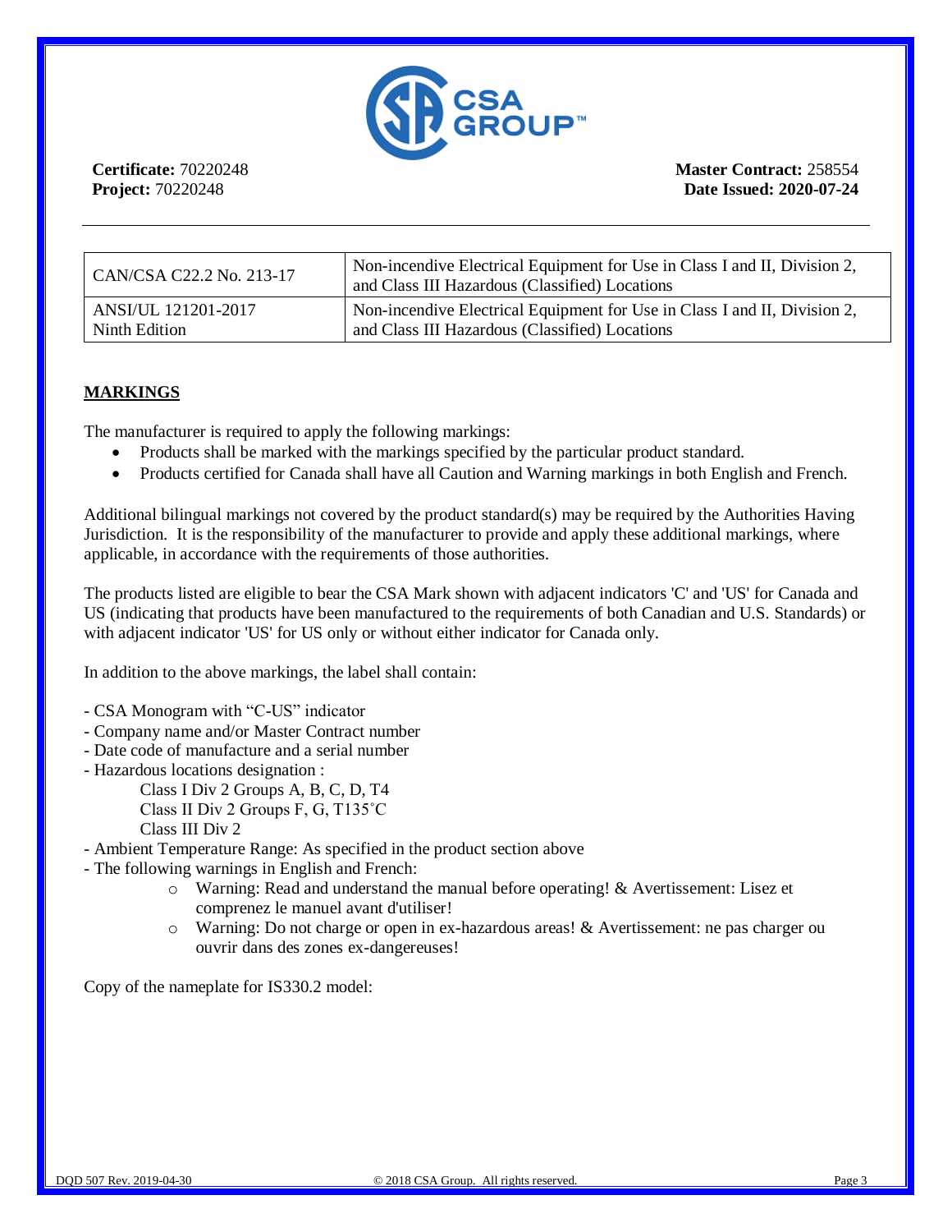**Certificate:** 70220248
**Project:** 70220248

**Master Contract:** 258554
**Date Issued: 2020-07-24**

| | |
|---|---|
| CAN/CSA C22.2 No. 213-17 | Non-incendive Electrical Equipment for Use in Class I and II, Division 2, and Class III Hazardous (Classified) Locations |
| ANSI/UL 121201-2017 Ninth Edition | Non-incendive Electrical Equipment for Use in Class I and II, Division 2, and Class III Hazardous (Classified) Locations |

## MARKINGS

The manufacturer is required to apply the following markings:

- Products shall be marked with the markings specified by the particular product standard.
- Products certified for Canada shall have all Caution and Warning markings in both English and French.

Additional bilingual markings not covered by the product standard(s) may be required by the Authorities Having Jurisdiction. It is the responsibility of the manufacturer to provide and apply these additional markings, where applicable, in accordance with the requirements of those authorities.

The products listed are eligible to bear the CSA Mark shown with adjacent indicators 'C' and 'US' for Canada and US (indicating that products have been manufactured to the requirements of both Canadian and U.S. Standards) or with adjacent indicator 'US' for US only or without either indicator for Canada only.

In addition to the above markings, the label shall contain:

- CSA Monogram with "C-US" indicator
- Company name and/or Master Contract number
- Date code of manufacture and a serial number
- Hazardous locations designation :
  - Class I Div 2 Groups A, B, C, D, T4
  - Class II Div 2 Groups F, G, T135˚C
  - Class III Div 2
- Ambient Temperature Range: As specified in the product section above
- The following warnings in English and French:
  - Warning: Read and understand the manual before operating! & Avertissement: Lisez et comprenez le manuel avant d'utiliser!
  - Warning: Do not charge or open in ex-hazardous areas! & Avertissement: ne pas charger ou ouvrir dans des zones ex-dangereuses!

Copy of the nameplate for IS330.2 model: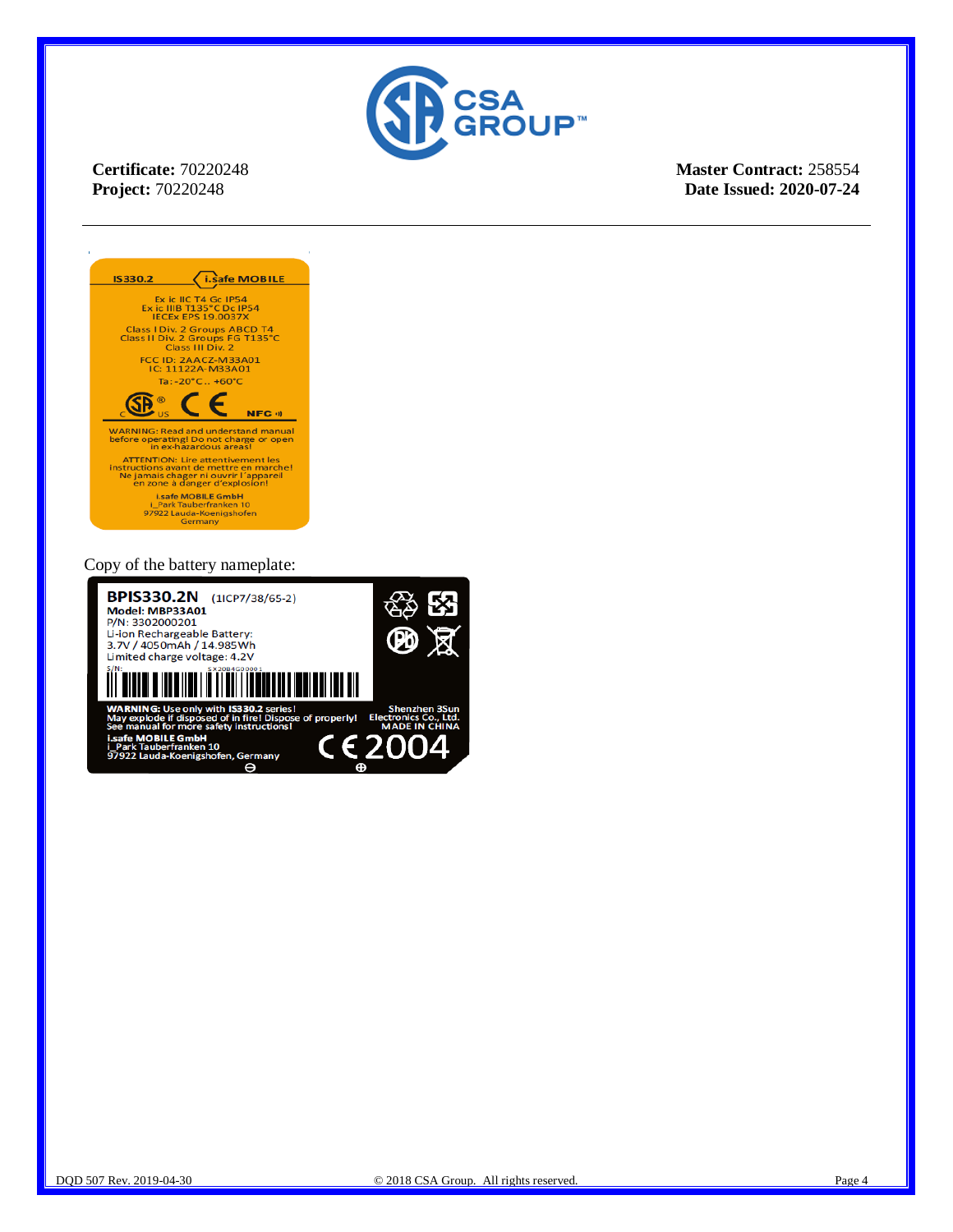**Certificate:** 70220248
**Project:** 70220248

**Master Contract:** 258554
**Date Issued: 2020-07-24**

IS330.2 i.safe MOBILE

Ex ic IIC T4 Gc IP54
Ex ic IIIB T135°C Dc IP54
IECEx EPS 19.0037X

Class I Div. 2 Groups ABCD T4
Class II Div. 2 Groups FG T135°C
Class III Div. 2

FCC ID: 2AACZ-M33A01
IC: 11122A-M33A01

Ta: -20°C .. +60°C

NFC

WARNING: Read and understand manual before operating! Do not charge or open in ex-hazardous areas!

ATTENTION: Lire attentivement les instructions avant de mettre en marche! Ne jamais chager ni ouvrir l'appareil en zone à danger d'explosion!

i.safe MOBILE GmbH
i_Park Tauberfranken 10
97922 Lauda-Koenigshofen
Germany

Copy of the battery nameplate:

**BPIS330.2N** (1ICP7/38/65-2)
**Model: MBP33A01**
P/N: 3302000201
Li-ion Rechargeable Battery:
3.7V / 4050mAh / 14.985Wh
Limited charge voltage: 4.2V
S/N:

**WARNING:** Use only with **IS330.2** series!
May explode if disposed of in fire! Dispose of properly!
See manual for more safety instructions!

**i.safe MOBILE GmbH**
i_Park Tauberfranken 10
97922 Lauda-Koenigshofen, Germany

Shenzhen 3Sun
Electronics Co., Ltd.
MADE IN CHINA

CE 2004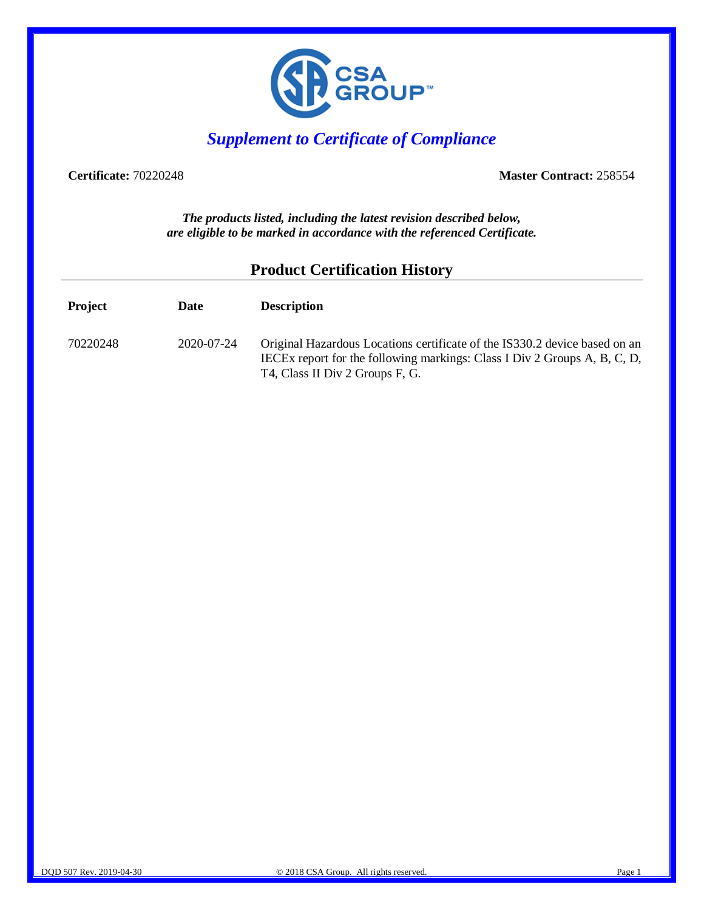# *Supplement to Certificate of Compliance*

**Certificate:** 70220248 **Master Contract:** 258554

***The products listed, including the latest revision described below, are eligible to be marked in accordance with the referenced Certificate.***

## Product Certification History

| Project | Date | Description |
|---|---|---|
| 70220248 | 2020-07-24 | Original Hazardous Locations certificate of the IS330.2 device based on an IECEx report for the following markings: Class I Div 2 Groups A, B, C, D, T4, Class II Div 2 Groups F, G. |

DQD 507 Rev. 2019-04-30 © 2018 CSA Group. All rights reserved.